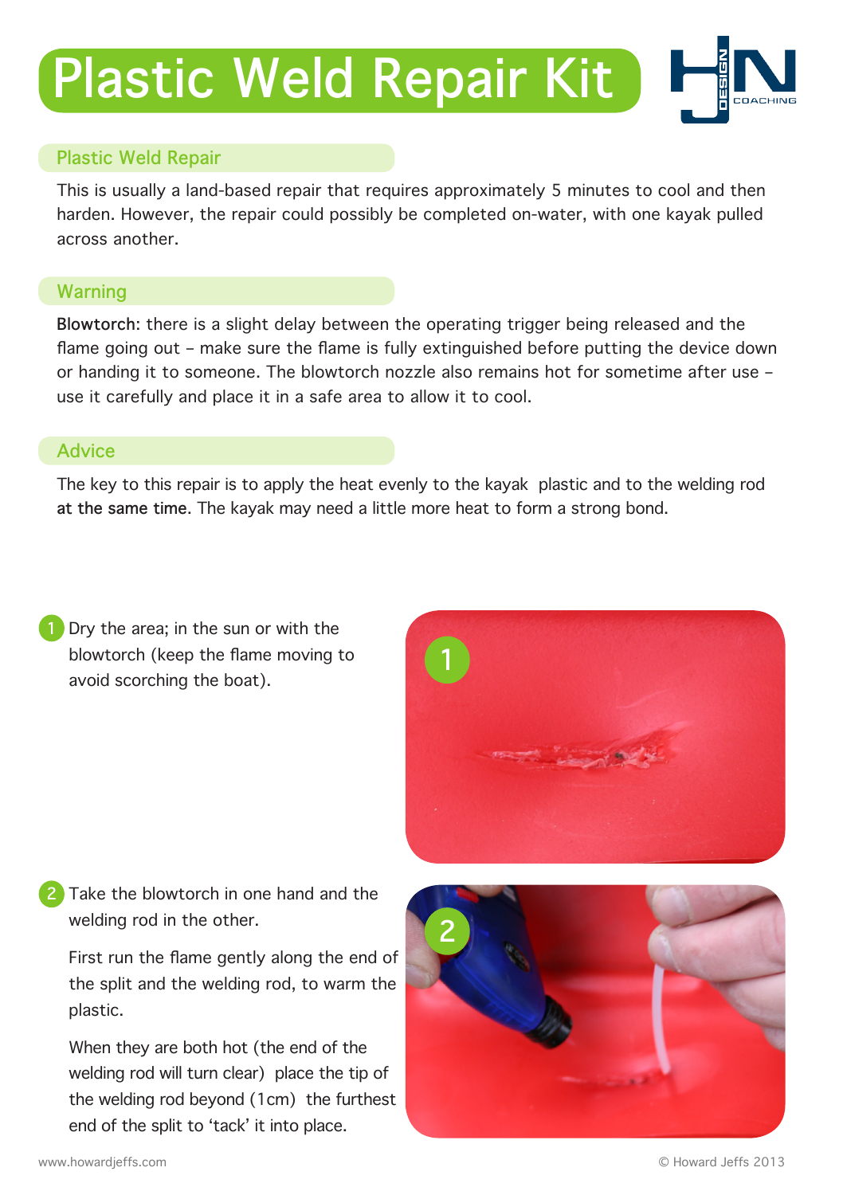# Plastic Weld Repair Kit

## Plastic Weld Repair

This is usually a land-based repair that requires approximately 5 minutes to cool and then harden. However, the repair could possibly be completed on-water, with one kayak pulled across another.

## Warning

**Blowtorch**: there is a slight delay between the operating trigger being released and the flame going out – make sure the flame is fully extinguished before putting the device down or handing it to someone. The blowtorch nozzle also remains hot for sometime after use – use it carefully and place it in a safe area to allow it to cool.

## Advice

The key to this repair is to apply the heat evenly to the kayak plastic and to the welding rod **at the same time**. The kayak may need a little more heat to form a strong bond.

1. Dry the area; in the sun or with the blowtorch (keep the flame moving to avoid scorching the boat).

2. Take the blowtorch in one hand and the welding rod in the other.

   First run the flame gently along the end of the split and the welding rod, to warm the plastic.

   When they are both hot (the end of the welding rod will turn clear) place the tip of the welding rod beyond (1cm) the furthest end of the split to 'tack' it into place.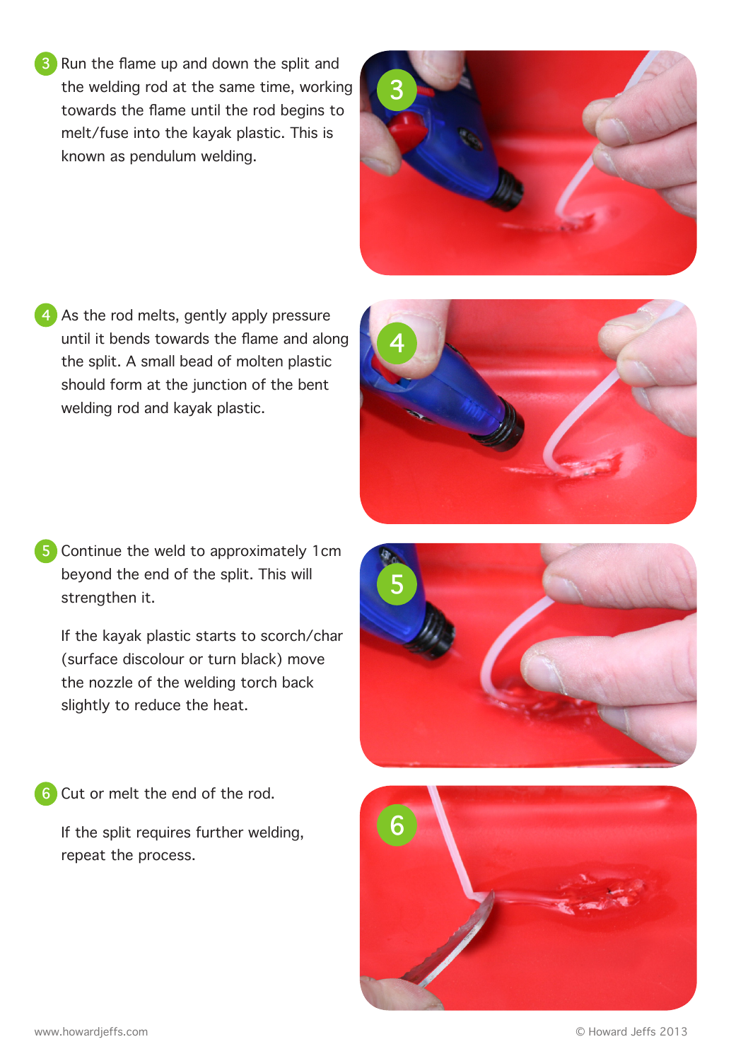3. Run the flame up and down the split and the welding rod at the same time, working towards the flame until the rod begins to melt/fuse into the kayak plastic. This is known as pendulum welding.

4. As the rod melts, gently apply pressure until it bends towards the flame and along the split. A small bead of molten plastic should form at the junction of the bent welding rod and kayak plastic.

5. Continue the weld to approximately 1cm beyond the end of the split. This will strengthen it.

   If the kayak plastic starts to scorch/char (surface discolour or turn black) move the nozzle of the welding torch back slightly to reduce the heat.

6. Cut or melt the end of the rod.

   If the split requires further welding, repeat the process.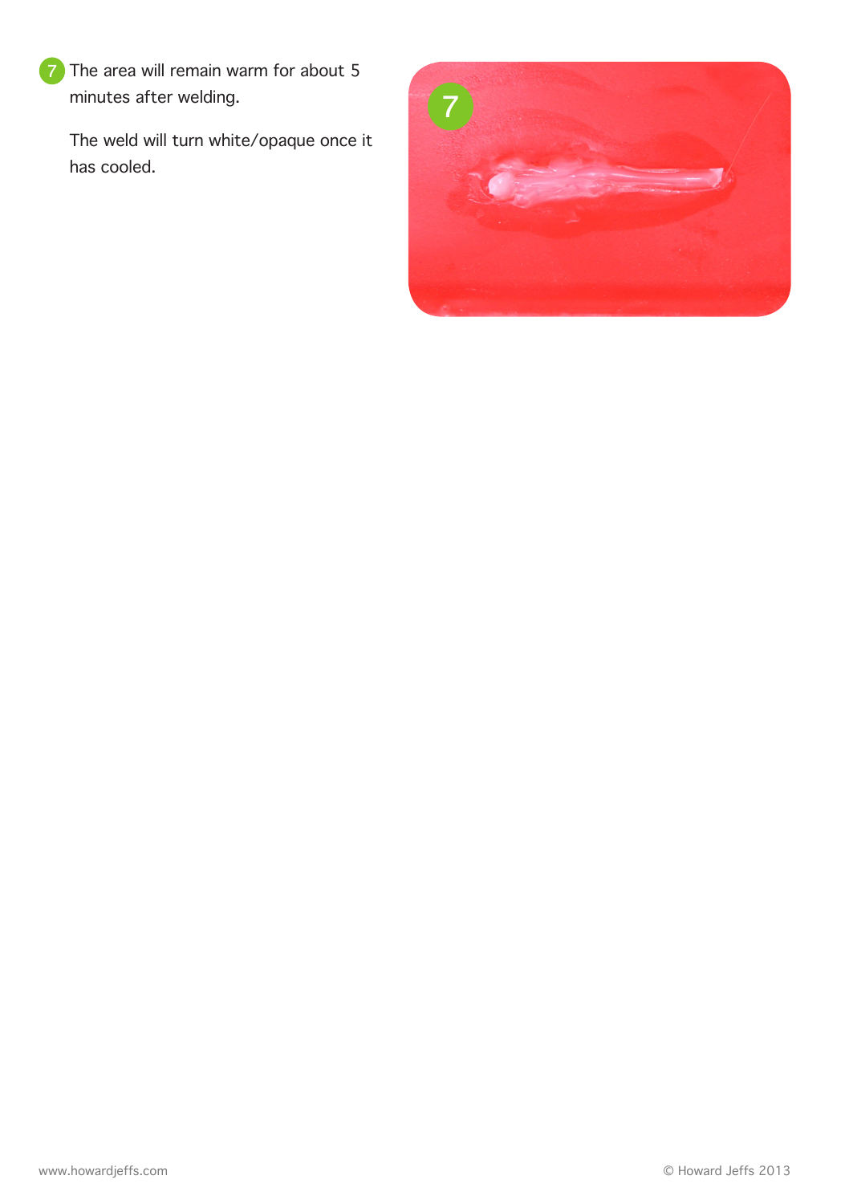7 The area will remain warm for about 5 minutes after welding.

The weld will turn white/opaque once it has cooled.